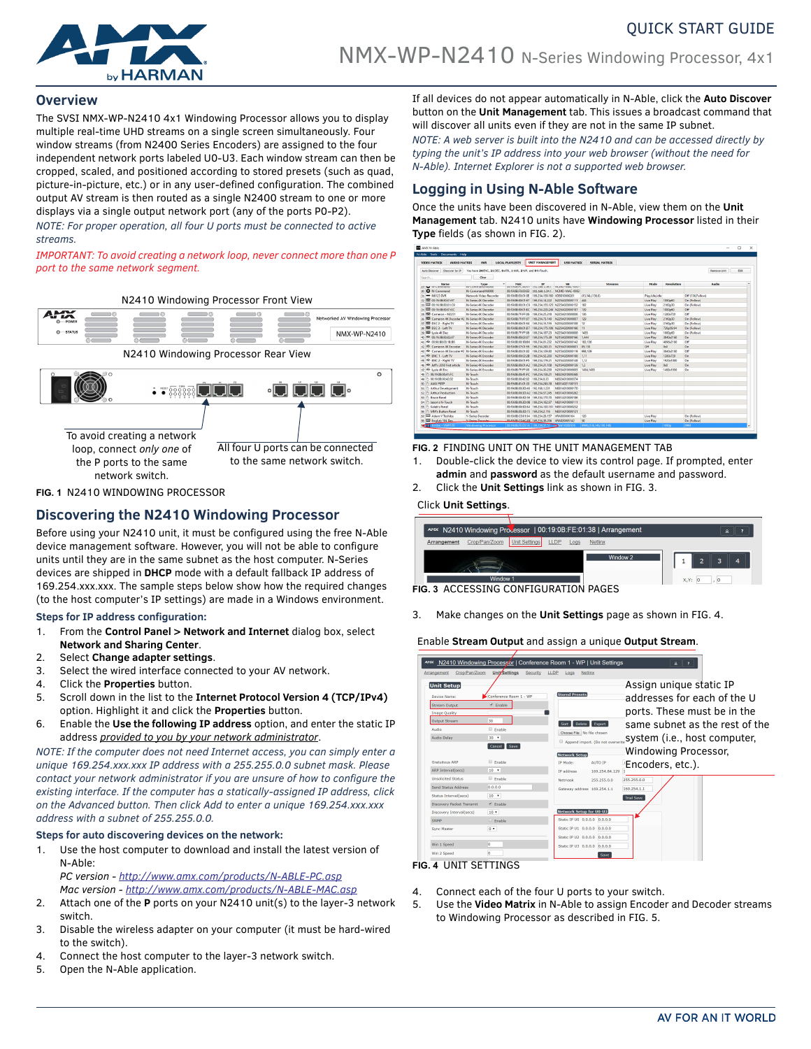QUICK START GUIDE

# NMX-WP-N2410 N-Series Windowing Processor, 4x1

## Overview

The SVSI NMX-WP-N2410 4x1 Windowing Processor allows you to display multiple real-time UHD streams on a single screen simultaneously. Four window streams (from N2400 Series Encoders) are assigned to the four independent network ports labeled U0-U3. Each window stream can then be cropped, scaled, and positioned according to stored presets (such as quad, picture-in-picture, etc.) or in any user-defined configuration. The combined output AV stream is then routed as a single N2400 stream to one or more displays via a single output network port (any of the ports P0-P2).

*NOTE: For proper operation, all four U ports must be connected to active streams.*

*IMPORTANT: To avoid creating a network loop, never connect more than one P port to the same network segment.*

N2410 Windowing Processor Front View

N2410 Windowing Processor Rear View

To avoid creating a network loop, connect *only one* of the P ports to the same network switch.

All four U ports can be connected to the same network switch.

**FIG. 1** N2410 WINDOWING PROCESSOR

## Discovering the N2410 Windowing Processor

Before using your N2410 unit, it must be configured using the free N-Able device management software. However, you will not be able to configure units until they are in the same subnet as the host computer. N-Series devices are shipped in **DHCP** mode with a default fallback IP address of 169.254.xxx.xxx. The sample steps below show how the required changes (to the host computer's IP settings) are made in a Windows environment.

### Steps for IP address configuration:

1. From the **Control Panel** > **Network and Internet** dialog box, select **Network and Sharing Center**.
2. Select **Change adapter settings**.
3. Select the wired interface connected to your AV network.
4. Click the **Properties** button.
5. Scroll down in the list to the **Internet Protocol Version 4 (TCP/IPv4)** option. Highlight it and click the **Properties** button.
6. Enable the **Use the following IP address** option, and enter the static IP address *provided to you by your network administrator*.

*NOTE: If the computer does not need Internet access, you can simply enter a unique 169.254.xxx.xxx IP address with a 255.255.0.0 subnet mask. Please contact your network administrator if you are unsure of how to configure the existing interface. If the computer has a statically-assigned IP address, click on the Advanced button. Then click Add to enter a unique 169.254.xxx.xxx address with a subnet of 255.255.0.0.*

### Steps for auto discovering devices on the network:

1. Use the host computer to download and install the latest version of N-Able:
   *PC version* - http://www.amx.com/products/N-ABLE-PC.asp
   *Mac version* - http://www.amx.com/products/N-ABLE-MAC.asp
2. Attach one of the **P** ports on your N2410 unit(s) to the layer-3 network switch.
3. Disable the wireless adapter on your computer (it must be hard-wired to the switch).
4. Connect the host computer to the layer-3 network switch.
5. Open the N-Able application.

If all devices do not appear automatically in N-Able, click the **Auto Discover** button on the **Unit Management** tab. This issues a broadcast command that will discover all units even if they are not in the same IP subnet.

*NOTE: A web server is built into the N2410 and can be accessed directly by typing the unit's IP address into your web browser (without the need for N-Able). Internet Explorer is not a supported web browser.*

## Logging in Using N-Able Software

Once the units have been discovered in N-Able, view them on the **Unit Management** tab. N2410 units have **Windowing Processor** listed in their **Type** fields (as shown in FIG. 2).

**FIG. 2** FINDING UNIT ON THE UNIT MANAGEMENT TAB

1. Double-click the device to view its control page. If prompted, enter **admin** and **password** as the default username and password.
2. Click the **Unit Settings** link as shown in FIG. 3.

Click **Unit Settings**.

**FIG. 3** ACCESSING CONFIGURATION PAGES

3. Make changes on the **Unit Settings** page as shown in FIG. 4.

Enable **Stream Output** and assign a unique **Output Stream**.

Assign unique static IP addresses for each of the U ports. These must be in the same subnet as the rest of the system (i.e., host computer, Windowing Processor, Encoders, etc.).

**FIG. 4** UNIT SETTINGS

4. Connect each of the four U ports to your switch.
5. Use the **Video Matrix** in N-Able to assign Encoder and Decoder streams to Windowing Processor as described in FIG. 5.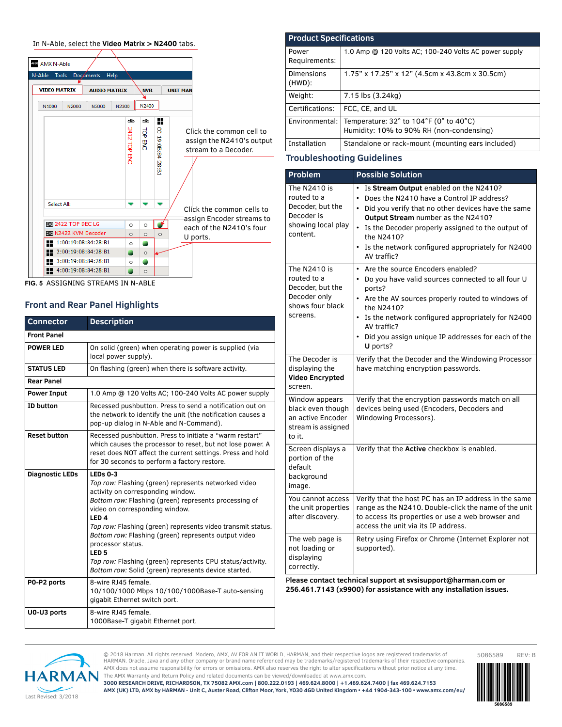In N-Able, select the **Video Matrix > N2400** tabs.

Click the common cell to assign the N2410's output stream to a Decoder.

Click the common cells to assign Encoder streams to each of the N2410's four U ports.

**FIG. 5** ASSIGNING STREAMS IN N-ABLE

## Front and Rear Panel Highlights

| Connector | Description |
|---|---|
| **Front Panel** | |
| **POWER LED** | On solid (green) when operating power is supplied (via local power supply). |
| **STATUS LED** | On flashing (green) when there is software activity. |
| **Rear Panel** | |
| **Power Input** | 1.0 Amp @ 120 Volts AC; 100-240 Volts AC power supply |
| **ID button** | Recessed pushbutton. Press to send a notification out on the network to identify the unit (the notification causes a pop-up dialog in N-Able and N-Command). |
| **Reset button** | Recessed pushbutton. Press to initiate a "warm restart" which causes the processor to reset, but not lose power. A reset does NOT affect the current settings. Press and hold for 30 seconds to perform a factory restore. |
| **Diagnostic LEDs** | **LEDs 0-3**<br>*Top row:* Flashing (green) represents networked video activity on corresponding window.<br>*Bottom row:* Flashing (green) represents processing of video on corresponding window.<br>**LED 4**<br>*Top row:* Flashing (green) represents video transmit status.<br>*Bottom row:* Flashing (green) represents output video processor status.<br>**LED 5**<br>*Top row:* Flashing (green) represents CPU status/activity.<br>*Bottom row:* Solid (green) represents device started. |
| **P0-P2 ports** | 8-wire RJ45 female.<br>10/100/1000 Mbps 10/100/1000Base-T auto-sensing gigabit Ethernet switch port. |
| **U0-U3 ports** | 8-wire RJ45 female.<br>1000Base-T gigabit Ethernet port. |

| Product Specifications | |
|---|---|
| Power Requirements: | 1.0 Amp @ 120 Volts AC; 100-240 Volts AC power supply |
| Dimensions (HWD): | 1.75" x 17.25" x 12" (4.5cm x 43.8cm x 30.5cm) |
| Weight: | 7.15 lbs (3.24kg) |
| Certifications: | FCC, CE, and UL |
| Environmental: | Temperature: 32° to 104°F (0° to 40°C)<br>Humidity: 10% to 90% RH (non-condensing) |
| Installation | Standalone or rack-mount (mounting ears included) |

## Troubleshooting Guidelines

| Problem | Possible Solution |
|---|---|
| The N2410 is routed to a Decoder, but the Decoder is showing local play content. | • Is **Stream Output** enabled on the N2410?<br>• Does the N2410 have a Control IP address?<br>• Did you verify that no other devices have the same **Output Stream** number as the N2410?<br>• Is the Decoder properly assigned to the output of the N2410?<br>• Is the network configured appropriately for N2400 AV traffic? |
| The N2410 is routed to a Decoder, but the Decoder only shows four black screens. | • Are the source Encoders enabled?<br>• Do you have valid sources connected to all four U ports?<br>• Are the AV sources properly routed to windows of the N2410?<br>• Is the network configured appropriately for N2400 AV traffic?<br>• Did you assign unique IP addresses for each of the **U** ports? |
| The Decoder is displaying the **Video Encrypted** screen. | Verify that the Decoder and the Windowing Processor have matching encryption passwords. |
| Window appears black even though an active Encoder stream is assigned to it. | Verify that the encryption passwords match on all devices being used (Encoders, Decoders and Windowing Processors). |
| Screen displays a portion of the default background image. | Verify that the **Active** checkbox is enabled. |
| You cannot access the unit properties after discovery. | Verify that the host PC has an IP address in the same range as the N2410. Double-click the name of the unit to access its properties or use a web browser and access the unit via its IP address. |
| The web page is not loading or displaying correctly. | Retry using Firefox or Chrome (Internet Explorer not supported). |

**Please contact technical support at svsisupport@harman.com or 256.461.7143 (x9900) for assistance with any installation issues.**

HARMAN

Last Revised: 3/2018

© 2018 Harman. All rights reserved. Modero, AMX, AV FOR AN IT WORLD, HARMAN, and their respective logos are registered trademarks of HARMAN. Oracle, Java and any other company or brand name referenced may be trademarks/registered trademarks of their respective companies. AMX does not assume responsibility for errors or omissions. AMX also reserves the right to alter specifications without prior notice at any time. The AMX Warranty and Return Policy and related documents can be viewed/downloaded at www.amx.com.

**3000 RESEARCH DRIVE, RICHARDSON, TX 75082 AMX.com | 800.222.0193 | 469.624.8000 | +1.469.624.7400 | fax 469.624.7153**

**AMX (UK) LTD, AMX by HARMAN - Unit C, Auster Road, Clifton Moor, York, YO30 4GD United Kingdom • +44 1904-343-100 • www.amx.com/eu/**

5086589 REV: B